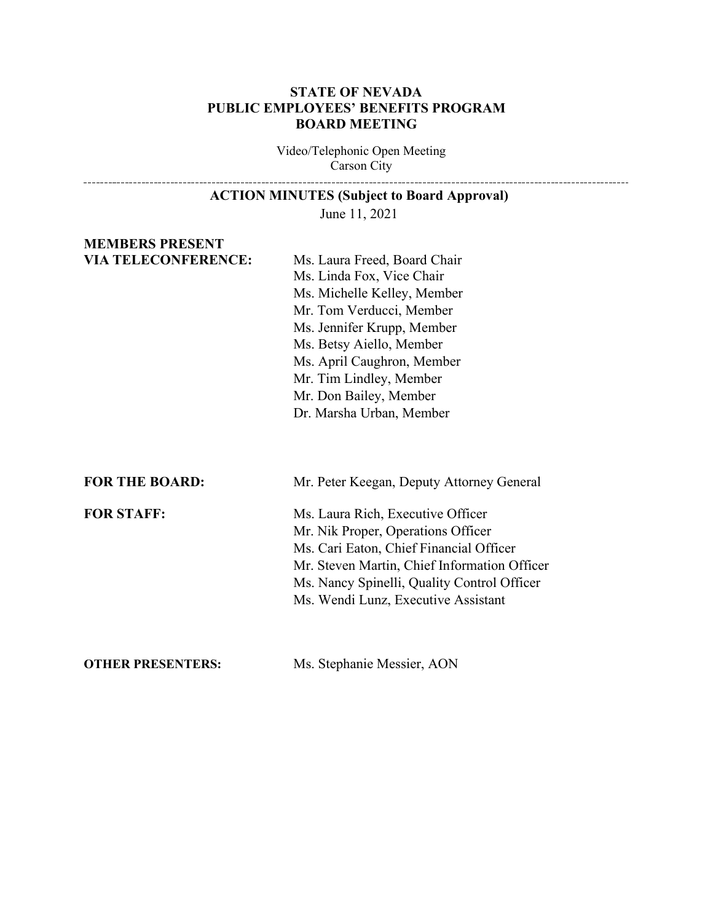# STATE OF NEVADA
# PUBLIC EMPLOYEES' BENEFITS PROGRAM
# BOARD MEETING

Video/Telephonic Open Meeting
Carson City

---

## ACTION MINUTES (Subject to Board Approval)

June 11, 2021

**MEMBERS PRESENT VIA TELECONFERENCE:**

Ms. Laura Freed, Board Chair
Ms. Linda Fox, Vice Chair
Ms. Michelle Kelley, Member
Mr. Tom Verducci, Member
Ms. Jennifer Krupp, Member
Ms. Betsy Aiello, Member
Ms. April Caughron, Member
Mr. Tim Lindley, Member
Mr. Don Bailey, Member
Dr. Marsha Urban, Member

**FOR THE BOARD:**

Mr. Peter Keegan, Deputy Attorney General

**FOR STAFF:**

Ms. Laura Rich, Executive Officer
Mr. Nik Proper, Operations Officer
Ms. Cari Eaton, Chief Financial Officer
Mr. Steven Martin, Chief Information Officer
Ms. Nancy Spinelli, Quality Control Officer
Ms. Wendi Lunz, Executive Assistant

**OTHER PRESENTERS:**

Ms. Stephanie Messier, AON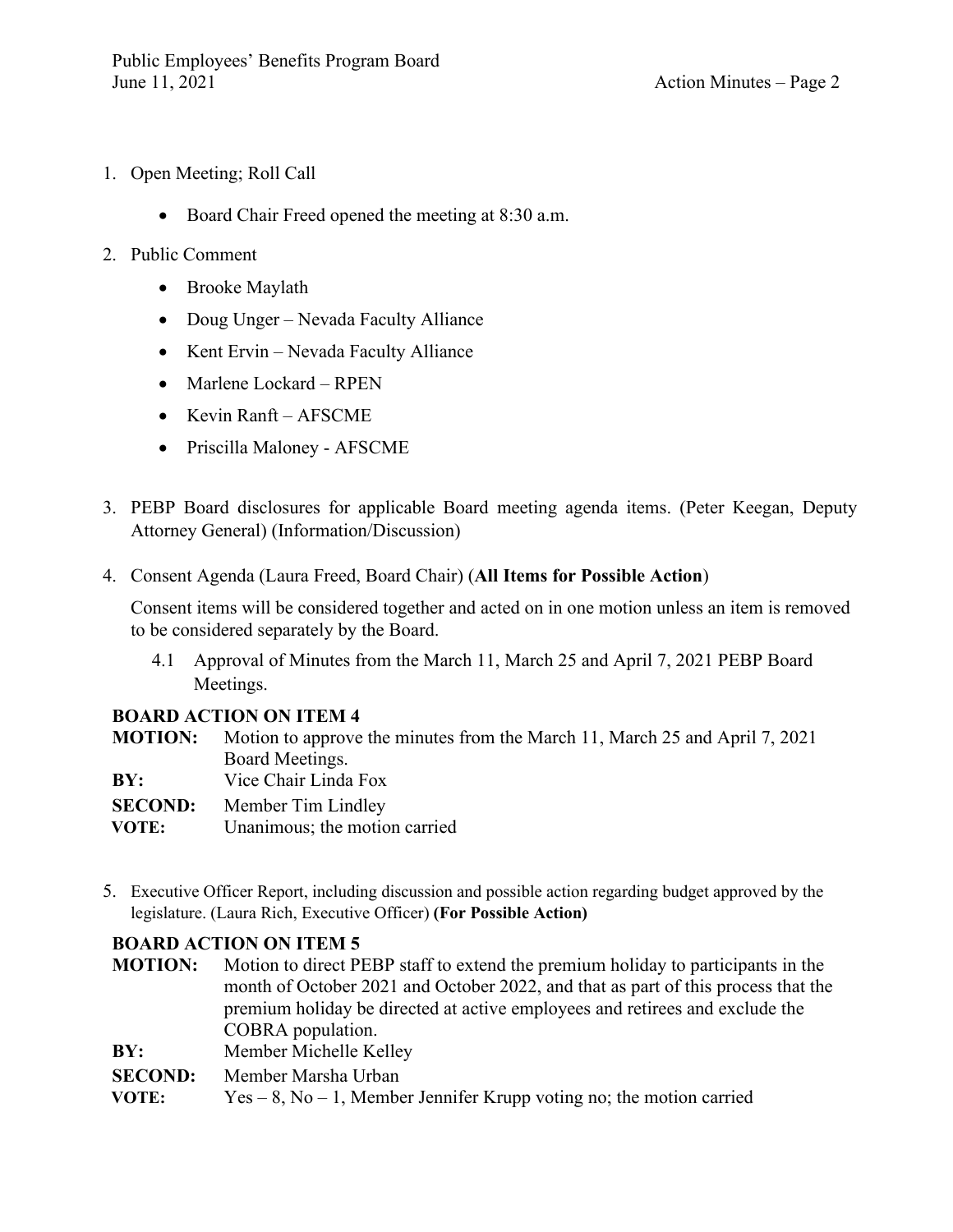1. Open Meeting; Roll Call

   - Board Chair Freed opened the meeting at 8:30 a.m.

2. Public Comment

   - Brooke Maylath
   - Doug Unger – Nevada Faculty Alliance
   - Kent Ervin – Nevada Faculty Alliance
   - Marlene Lockard – RPEN
   - Kevin Ranft – AFSCME
   - Priscilla Maloney - AFSCME

3. PEBP Board disclosures for applicable Board meeting agenda items. (Peter Keegan, Deputy Attorney General) (Information/Discussion)

4. Consent Agenda (Laura Freed, Board Chair) (**All Items for Possible Action**)

   Consent items will be considered together and acted on in one motion unless an item is removed to be considered separately by the Board.

   4.1 Approval of Minutes from the March 11, March 25 and April 7, 2021 PEBP Board Meetings.

**BOARD ACTION ON ITEM 4**

**MOTION:** Motion to approve the minutes from the March 11, March 25 and April 7, 2021 Board Meetings.
**BY:** Vice Chair Linda Fox
**SECOND:** Member Tim Lindley
**VOTE:** Unanimous; the motion carried

5. Executive Officer Report, including discussion and possible action regarding budget approved by the legislature. (Laura Rich, Executive Officer) **(For Possible Action)**

**BOARD ACTION ON ITEM 5**

**MOTION:** Motion to direct PEBP staff to extend the premium holiday to participants in the month of October 2021 and October 2022, and that as part of this process that the premium holiday be directed at active employees and retirees and exclude the COBRA population.
**BY:** Member Michelle Kelley
**SECOND:** Member Marsha Urban
**VOTE:** Yes – 8, No – 1, Member Jennifer Krupp voting no; the motion carried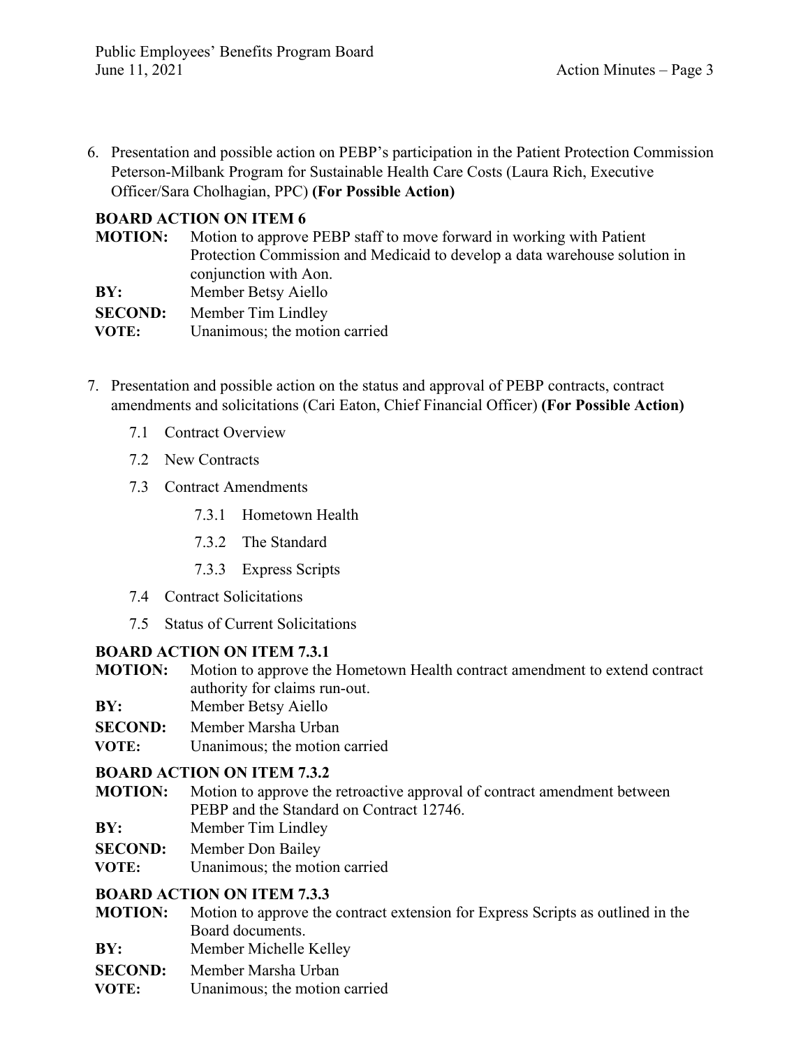6. Presentation and possible action on PEBP's participation in the Patient Protection Commission Peterson-Milbank Program for Sustainable Health Care Costs (Laura Rich, Executive Officer/Sara Cholhagian, PPC) **(For Possible Action)**

**BOARD ACTION ON ITEM 6**

**MOTION:** Motion to approve PEBP staff to move forward in working with Patient Protection Commission and Medicaid to develop a data warehouse solution in conjunction with Aon.

**BY:** Member Betsy Aiello

**SECOND:** Member Tim Lindley

**VOTE:** Unanimous; the motion carried

7. Presentation and possible action on the status and approval of PEBP contracts, contract amendments and solicitations (Cari Eaton, Chief Financial Officer) **(For Possible Action)**

   7.1 Contract Overview

   7.2 New Contracts

   7.3 Contract Amendments

      7.3.1 Hometown Health

      7.3.2 The Standard

      7.3.3 Express Scripts

   7.4 Contract Solicitations

   7.5 Status of Current Solicitations

**BOARD ACTION ON ITEM 7.3.1**

**MOTION:** Motion to approve the Hometown Health contract amendment to extend contract authority for claims run-out.

**BY:** Member Betsy Aiello

**SECOND:** Member Marsha Urban

**VOTE:** Unanimous; the motion carried

**BOARD ACTION ON ITEM 7.3.2**

**MOTION:** Motion to approve the retroactive approval of contract amendment between PEBP and the Standard on Contract 12746.

**BY:** Member Tim Lindley

**SECOND:** Member Don Bailey

**VOTE:** Unanimous; the motion carried

**BOARD ACTION ON ITEM 7.3.3**

**MOTION:** Motion to approve the contract extension for Express Scripts as outlined in the Board documents.

**BY:** Member Michelle Kelley

**SECOND:** Member Marsha Urban

**VOTE:** Unanimous; the motion carried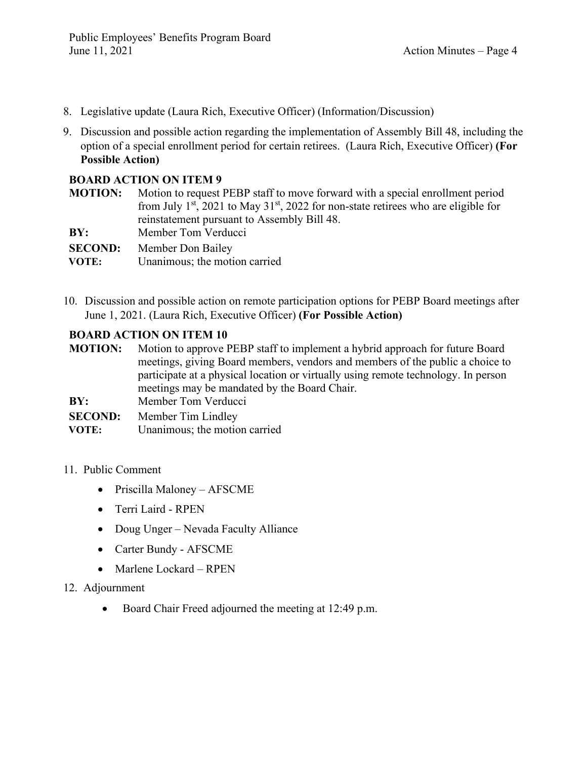8. Legislative update (Laura Rich, Executive Officer) (Information/Discussion)

9. Discussion and possible action regarding the implementation of Assembly Bill 48, including the option of a special enrollment period for certain retirees. (Laura Rich, Executive Officer) **(For Possible Action)**

**BOARD ACTION ON ITEM 9**

| | |
|---|---|
| **MOTION:** | Motion to request PEBP staff to move forward with a special enrollment period from July 1st, 2021 to May 31st, 2022 for non-state retirees who are eligible for reinstatement pursuant to Assembly Bill 48. |
| **BY:** | Member Tom Verducci |
| **SECOND:** | Member Don Bailey |
| **VOTE:** | Unanimous; the motion carried |

10. Discussion and possible action on remote participation options for PEBP Board meetings after June 1, 2021. (Laura Rich, Executive Officer) **(For Possible Action)**

**BOARD ACTION ON ITEM 10**

| | |
|---|---|
| **MOTION:** | Motion to approve PEBP staff to implement a hybrid approach for future Board meetings, giving Board members, vendors and members of the public a choice to participate at a physical location or virtually using remote technology. In person meetings may be mandated by the Board Chair. |
| **BY:** | Member Tom Verducci |
| **SECOND:** | Member Tim Lindley |
| **VOTE:** | Unanimous; the motion carried |

11. Public Comment
    - Priscilla Maloney – AFSCME
    - Terri Laird - RPEN
    - Doug Unger – Nevada Faculty Alliance
    - Carter Bundy - AFSCME
    - Marlene Lockard – RPEN

12. Adjournment
    - Board Chair Freed adjourned the meeting at 12:49 p.m.